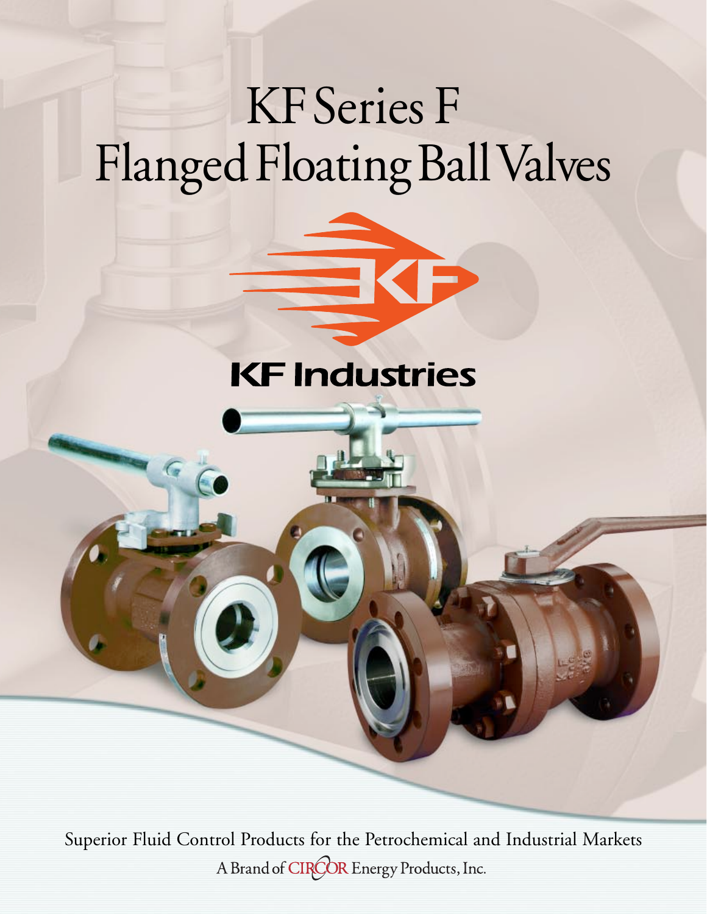# KF Series F Flanged Floating Ball Valves

KF Industries

Superior Fluid Control Products for the Petrochemical and Industrial Markets

A Brand of CIRCOR Energy Products, Inc.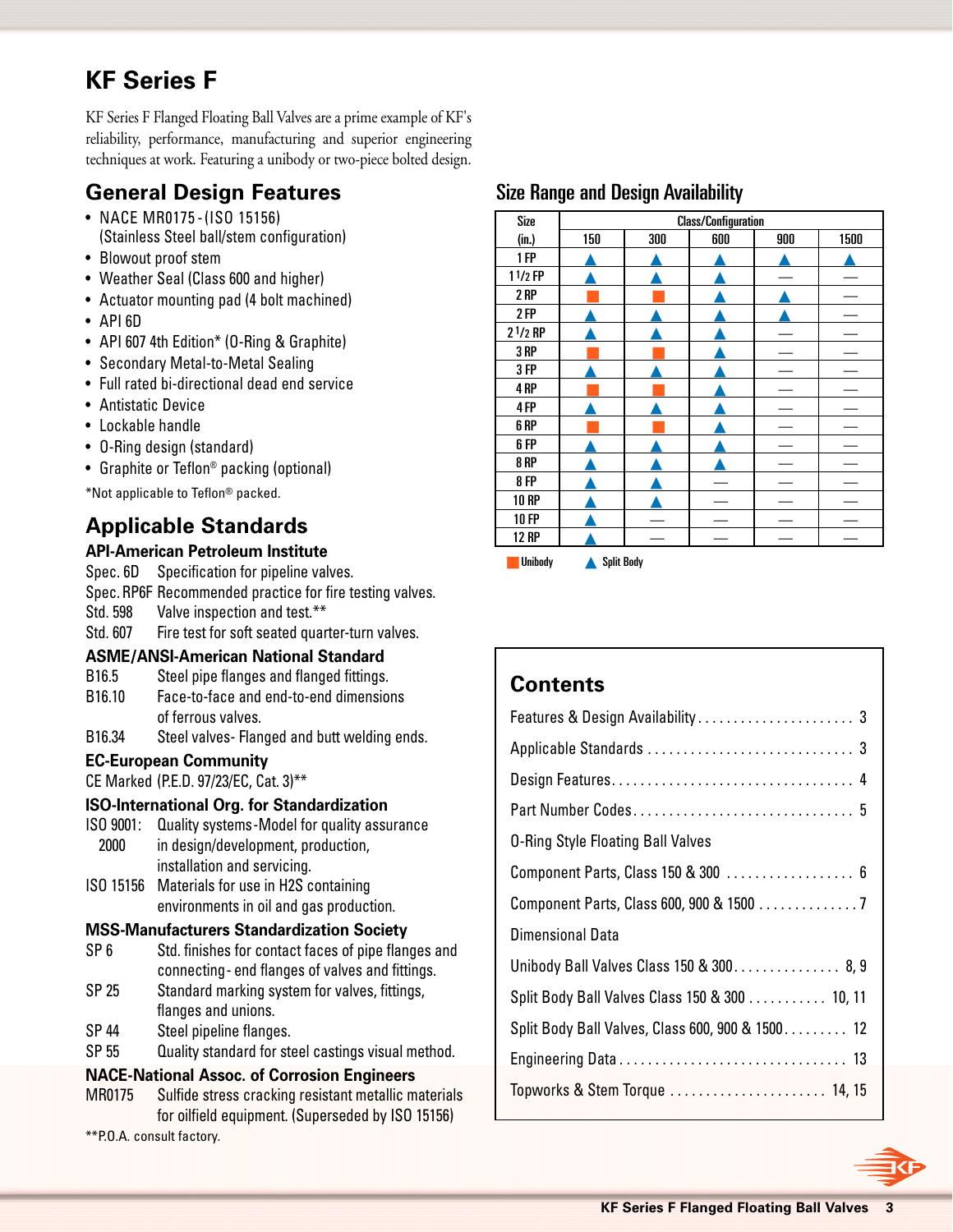# KF Series F

KF Series F Flanged Floating Ball Valves are a prime example of KF's reliability, performance, manufacturing and superior engineering techniques at work. Featuring a unibody or two-piece bolted design.

## General Design Features

- NACE MR0175 - (ISO 15156) (Stainless Steel ball/stem configuration)
- Blowout proof stem
- Weather Seal (Class 600 and higher)
- Actuator mounting pad (4 bolt machined)
- API 6D
- API 607 4th Edition* (O-Ring & Graphite)
- Secondary Metal-to-Metal Sealing
- Full rated bi-directional dead end service
- Antistatic Device
- Lockable handle
- O-Ring design (standard)
- Graphite or Teflon® packing (optional)

*Not applicable to Teflon® packed.

## Applicable Standards

### API-American Petroleum Institute

Spec. 6D Specification for pipeline valves.
Spec. RP6F Recommended practice for fire testing valves.
Std. 598 Valve inspection and test.**
Std. 607 Fire test for soft seated quarter-turn valves.

### ASME/ANSI-American National Standard

B16.5 Steel pipe flanges and flanged fittings.
B16.10 Face-to-face and end-to-end dimensions of ferrous valves.
B16.34 Steel valves- Flanged and butt welding ends.

### EC-European Community

CE Marked (P.E.D. 97/23/EC, Cat. 3)**

### ISO-International Org. for Standardization

ISO 9001: 2000 Quality systems-Model for quality assurance in design/development, production, installation and servicing.
ISO 15156 Materials for use in H2S containing environments in oil and gas production.

### MSS-Manufacturers Standardization Society

SP 6 Std. finishes for contact faces of pipe flanges and connecting - end flanges of valves and fittings.
SP 25 Standard marking system for valves, fittings, flanges and unions.
SP 44 Steel pipeline flanges.
SP 55 Quality standard for steel castings visual method.

### NACE-National Assoc. of Corrosion Engineers

MR0175 Sulfide stress cracking resistant metallic materials for oilfield equipment. (Superseded by ISO 15156)

**P.O.A. consult factory.

## Size Range and Design Availability

| Size (in.) | Class/Configuration 150 | 300 | 600 | 900 | 1500 |
|---|---|---|---|---|---|
| 1 FP | ▲ | ▲ | ▲ | ▲ | ▲ |
| 1 1/2 FP | ▲ | ▲ | ▲ | — | — |
| 2 RP | ■ | ■ | ▲ | ▲ | — |
| 2 FP | ▲ | ▲ | ▲ | ▲ | — |
| 2 1/2 RP | ▲ | ▲ | ▲ | — | — |
| 3 RP | ■ | ■ | ▲ | — | — |
| 3 FP | ▲ | ▲ | ▲ | — | — |
| 4 RP | ■ | ■ | ▲ | — | — |
| 4 FP | ▲ | ▲ | ▲ | — | — |
| 6 RP | ■ | ■ | ▲ | — | — |
| 6 FP | ▲ | ▲ | ▲ | — | — |
| 8 RP | ▲ | ▲ | ▲ | — | — |
| 8 FP | ▲ | ▲ | — | — | — |
| 10 RP | ▲ | ▲ | — | — | — |
| 10 FP | ▲ | — | — | — | — |
| 12 RP | ▲ | — | — | — | — |

■ Unibody ▲ Split Body

## Contents

Features & Design Availability . . . . . . . . . . . . . . . . . . . . . 3
Applicable Standards . . . . . . . . . . . . . . . . . . . . . . . . . . . . 3
Design Features. . . . . . . . . . . . . . . . . . . . . . . . . . . . . . . . 4
Part Number Codes. . . . . . . . . . . . . . . . . . . . . . . . . . . . . 5
O-Ring Style Floating Ball Valves
Component Parts, Class 150 & 300 . . . . . . . . . . . . . . . . . . 6
Component Parts, Class 600, 900 & 1500 . . . . . . . . . . . . . 7
Dimensional Data
Unibody Ball Valves Class 150 & 300. . . . . . . . . . . . . . . 8, 9
Split Body Ball Valves Class 150 & 300 . . . . . . . . . . . 10, 11
Split Body Ball Valves, Class 600, 900 & 1500. . . . . . . . . 12
Engineering Data . . . . . . . . . . . . . . . . . . . . . . . . . . . . . . . 13
Topworks & Stem Torque . . . . . . . . . . . . . . . . . . . . . . 14, 15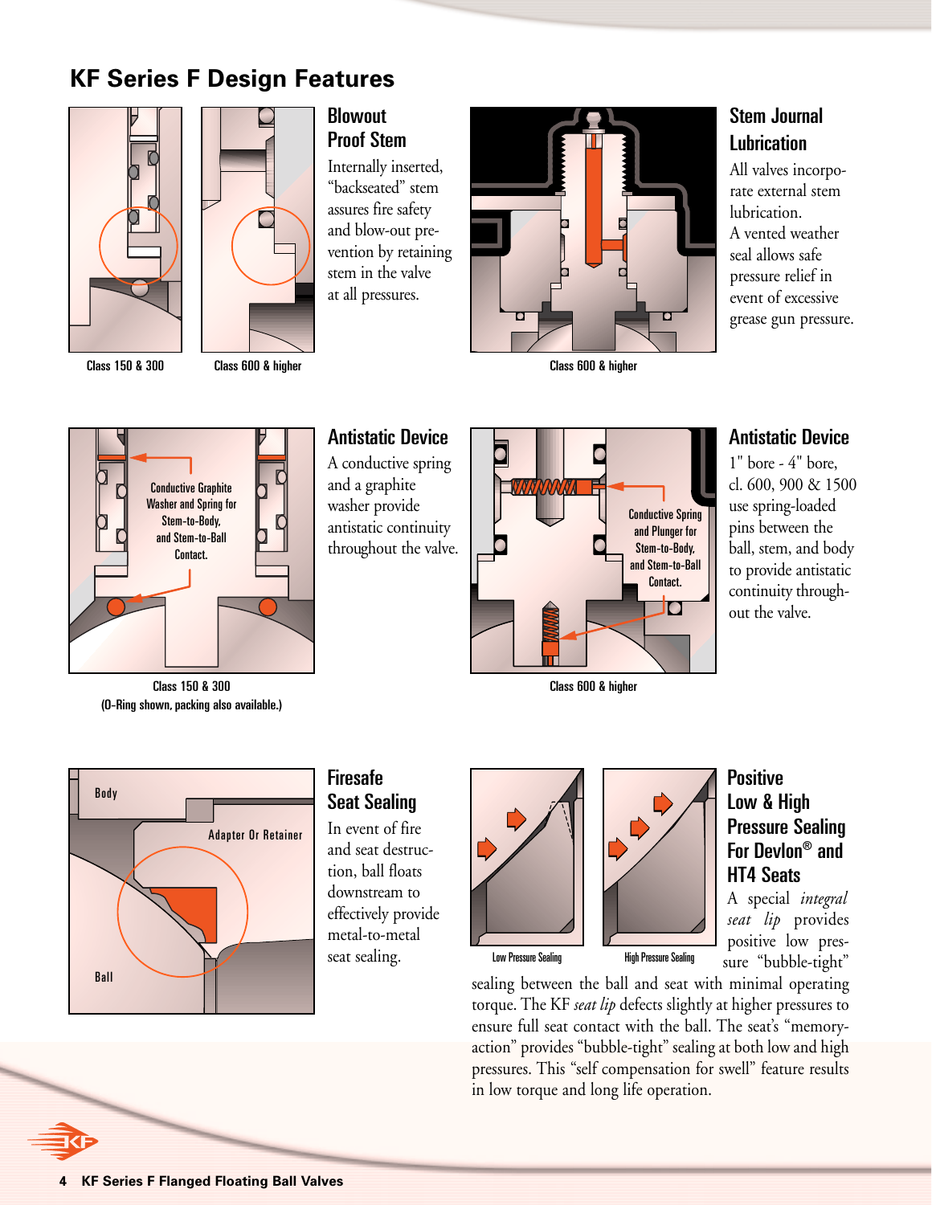# KF Series F Design Features

Class 150 & 300

Class 600 & higher

## Blowout Proof Stem

Internally inserted, "backseated" stem assures fire safety and blow-out prevention by retaining stem in the valve at all pressures.

Class 600 & higher

## Stem Journal Lubrication

All valves incorporate external stem lubrication.
A vented weather seal allows safe pressure relief in event of excessive grease gun pressure.

Conductive Graphite Washer and Spring for Stem-to-Body, and Stem-to-Ball Contact.

Class 150 & 300
(O-Ring shown, packing also available.)

## Antistatic Device

A conductive spring and a graphite washer provide antistatic continuity throughout the valve.

Conductive Spring and Plunger for Stem-to-Body, and Stem-to-Ball Contact.

Class 600 & higher

## Antistatic Device

1" bore - 4" bore, cl. 600, 900 & 1500 use spring-loaded pins between the ball, stem, and body to provide antistatic continuity throughout the valve.

Body

Adapter Or Retainer

Ball

## Firesafe Seat Sealing

In event of fire and seat destruction, ball floats downstream to effectively provide metal-to-metal seat sealing.

Low Pressure Sealing

High Pressure Sealing

## Positive Low & High Pressure Sealing For Devlon® and HT4 Seats

A special *integral seat lip* provides positive low pressure "bubble-tight" sealing between the ball and seat with minimal operating torque. The KF *seat lip* defects slightly at higher pressures to ensure full seat contact with the ball. The seat's "memory-action" provides "bubble-tight" sealing at both low and high pressures. This "self compensation for swell" feature results in low torque and long life operation.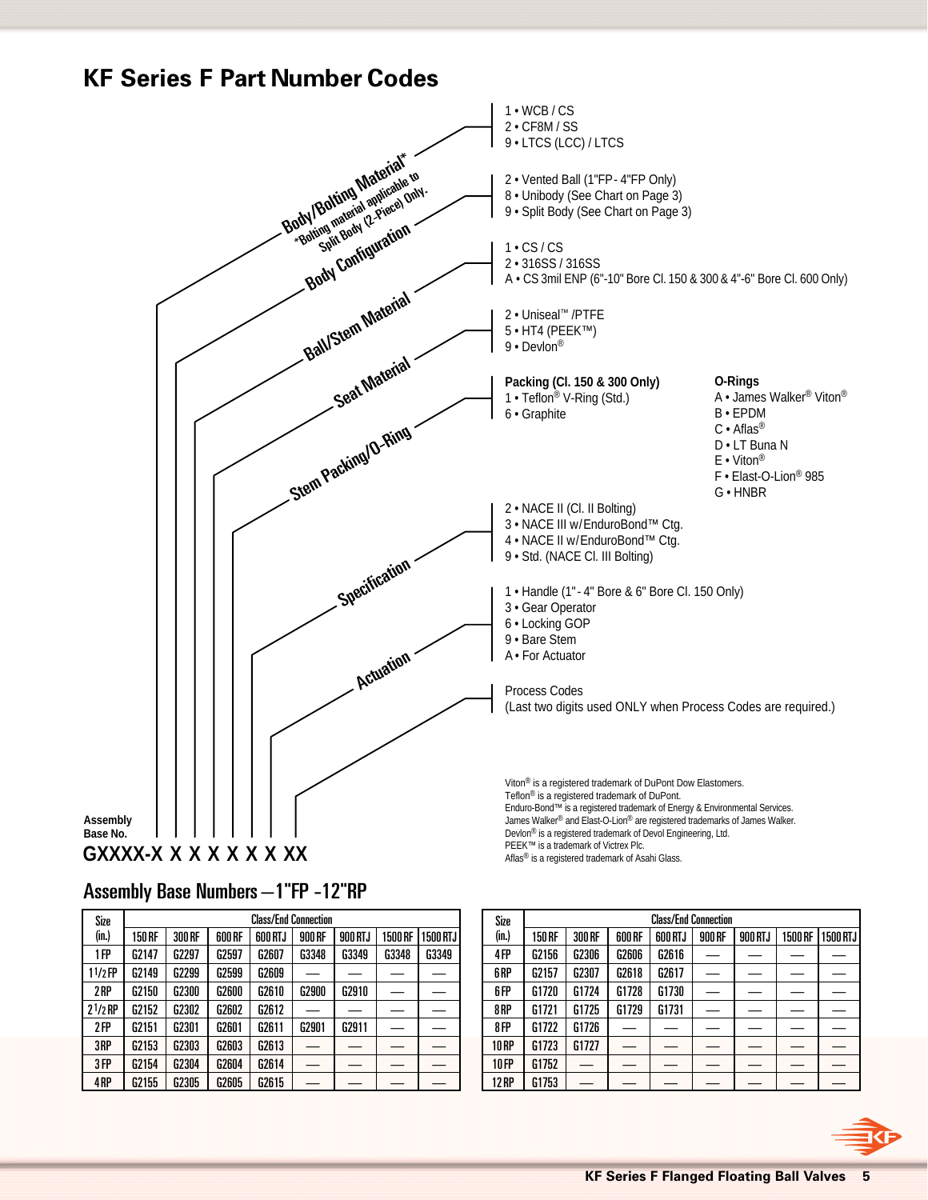# KF Series F Part Number Codes

**Assembly Base No.**

**GXXXX-X X X X X X X XX**

**Body/Bolting Material*** (*Bolting material applicable to Split Body (2-Piece) Only.)
- 1 • WCB / CS
- 2 • CF8M / SS
- 9 • LTCS (LCC) / LTCS

**Body Configuration**
- 2 • Vented Ball (1"FP - 4"FP Only)
- 8 • Unibody (See Chart on Page 3)
- 9 • Split Body (See Chart on Page 3)

**Ball/Stem Material**
- 1 • CS / CS
- 2 • 316SS / 316SS
- A • CS 3mil ENP (6"-10" Bore Cl. 150 & 300 & 4"-6" Bore Cl. 600 Only)

**Seat Material**
- 2 • Uniseal™ /PTFE
- 5 • HT4 (PEEK™)
- 9 • Devlon®

**Stem Packing/O-Ring**

**Packing (Cl. 150 & 300 Only)**
- 1 • Teflon® V-Ring (Std.)
- 6 • Graphite

**O-Rings**
- A • James Walker® Viton®
- B • EPDM
- C • Aflas®
- D • LT Buna N
- E • Viton®
- F • Elast-O-Lion® 985
- G • HNBR

**Specification**
- 2 • NACE II (Cl. II Bolting)
- 3 • NACE III w/EnduroBond™ Ctg.
- 4 • NACE II w/EnduroBond™ Ctg.
- 9 • Std. (NACE Cl. III Bolting)

**Actuation**
- 1 • Handle (1" - 4" Bore & 6" Bore Cl. 150 Only)
- 3 • Gear Operator
- 6 • Locking GOP
- 9 • Bare Stem
- A • For Actuator

Process Codes
(Last two digits used ONLY when Process Codes are required.)

Viton® is a registered trademark of DuPont Dow Elastomers.
Teflon® is a registered trademark of DuPont.
Enduro-Bond™ is a registered trademark of Energy & Environmental Services.
James Walker® and Elast-O-Lion® are registered trademarks of James Walker.
Devlon® is a registered trademark of Devol Engineering, Ltd.
PEEK™ is a trademark of Victrex Plc.
Aflas® is a registered trademark of Asahi Glass.

## Assembly Base Numbers – 1"FP - 12"RP

| Size (in.) | Class/End Connection | | | | | | | |
|---|---|---|---|---|---|---|---|---|
| | 150 RF | 300 RF | 600 RF | 600 RTJ | 900 RF | 900 RTJ | 1500 RF | 1500 RTJ |
| 1 FP | G2147 | G2297 | G2597 | G2607 | G3348 | G3349 | G3348 | G3349 |
| 1 1/2 FP | G2149 | G2299 | G2599 | G2609 | — | — | — | — |
| 2 RP | G2150 | G2300 | G2600 | G2610 | G2900 | G2910 | — | — |
| 2 1/2 RP | G2152 | G2302 | G2602 | G2612 | — | — | — | — |
| 2 FP | G2151 | G2301 | G2601 | G2611 | G2901 | G2911 | — | — |
| 3 RP | G2153 | G2303 | G2603 | G2613 | — | — | — | — |
| 3 FP | G2154 | G2304 | G2604 | G2614 | — | — | — | — |
| 4 RP | G2155 | G2305 | G2605 | G2615 | — | — | — | — |

| Size (in.) | Class/End Connection | | | | | | | |
|---|---|---|---|---|---|---|---|---|
| | 150 RF | 300 RF | 600 RF | 600 RTJ | 900 RF | 900 RTJ | 1500 RF | 1500 RTJ |
| 4 FP | G2156 | G2306 | G2606 | G2616 | — | — | — | — |
| 6 RP | G2157 | G2307 | G2618 | G2617 | — | — | — | — |
| 6 FP | G1720 | G1724 | G1728 | G1730 | — | — | — | — |
| 8 RP | G1721 | G1725 | G1729 | G1731 | — | — | — | — |
| 8 FP | G1722 | G1726 | — | — | — | — | — | — |
| 10 RP | G1723 | G1727 | — | — | — | — | — | — |
| 10 FP | G1752 | — | — | — | — | — | — | — |
| 12 RP | G1753 | — | — | — | — | — | — | — |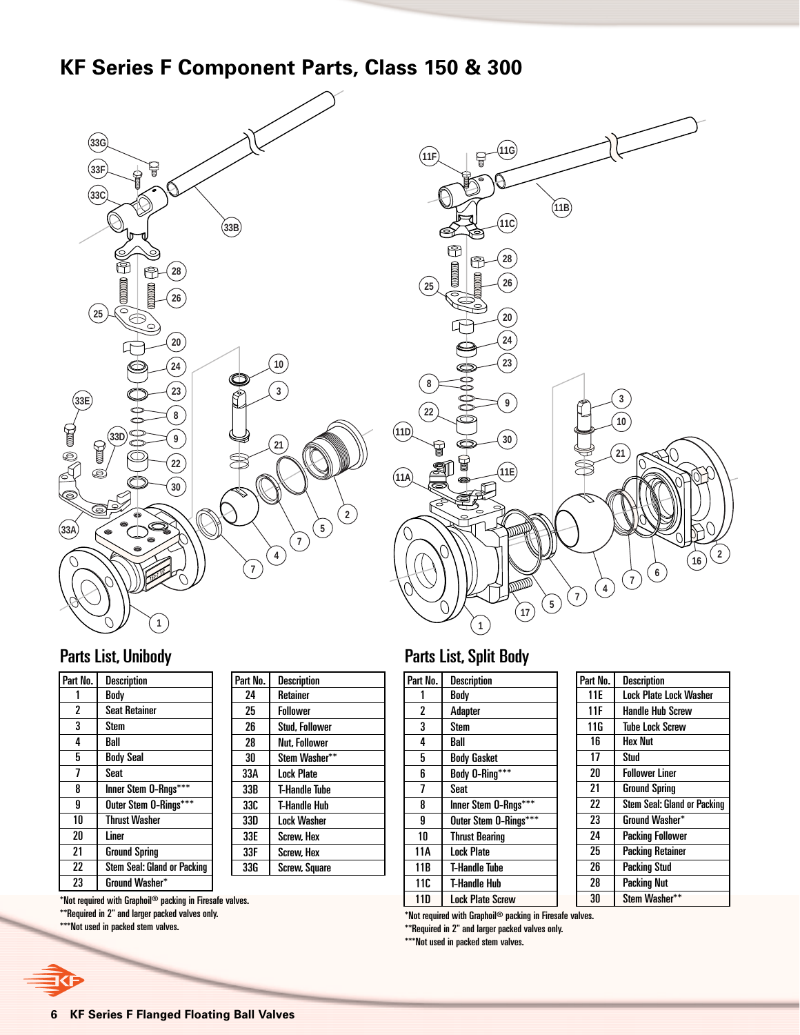# KF Series F Component Parts, Class 150 & 300

## Parts List, Unibody

| Part No. | Description |
|---|---|
| 1 | Body |
| 2 | Seat Retainer |
| 3 | Stem |
| 4 | Ball |
| 5 | Body Seal |
| 7 | Seat |
| 8 | Inner Stem O-Rngs*** |
| 9 | Outer Stem O-Rings*** |
| 10 | Thrust Washer |
| 20 | Liner |
| 21 | Ground Spring |
| 22 | Stem Seal: Gland or Packing |
| 23 | Ground Washer* |
| 24 | Retainer |
| 25 | Follower |
| 26 | Stud, Follower |
| 28 | Nut, Follower |
| 30 | Stem Washer** |
| 33A | Lock Plate |
| 33B | T-Handle Tube |
| 33C | T-Handle Hub |
| 33D | Lock Washer |
| 33E | Screw, Hex |
| 33F | Screw, Hex |
| 33G | Screw, Square |

*Not required with Graphoil® packing in Firesafe valves.
**Required in 2" and larger packed valves only.
***Not used in packed stem valves.

## Parts List, Split Body

| Part No. | Description |
|---|---|
| 1 | Body |
| 2 | Adapter |
| 3 | Stem |
| 4 | Ball |
| 5 | Body Gasket |
| 6 | Body O-Ring*** |
| 7 | Seat |
| 8 | Inner Stem O-Rngs*** |
| 9 | Outer Stem O-Rings*** |
| 10 | Thrust Bearing |
| 11A | Lock Plate |
| 11B | T-Handle Tube |
| 11C | T-Handle Hub |
| 11D | Lock Plate Screw |
| 11E | Lock Plate Lock Washer |
| 11F | Handle Hub Screw |
| 11G | Tube Lock Screw |
| 16 | Hex Nut |
| 17 | Stud |
| 20 | Follower Liner |
| 21 | Ground Spring |
| 22 | Stem Seal: Gland or Packing |
| 23 | Ground Washer* |
| 24 | Packing Follower |
| 25 | Packing Retainer |
| 26 | Packing Stud |
| 28 | Packing Nut |
| 30 | Stem Washer** |

*Not required with Graphoil® packing in Firesafe valves.
**Required in 2" and larger packed valves only.
***Not used in packed stem valves.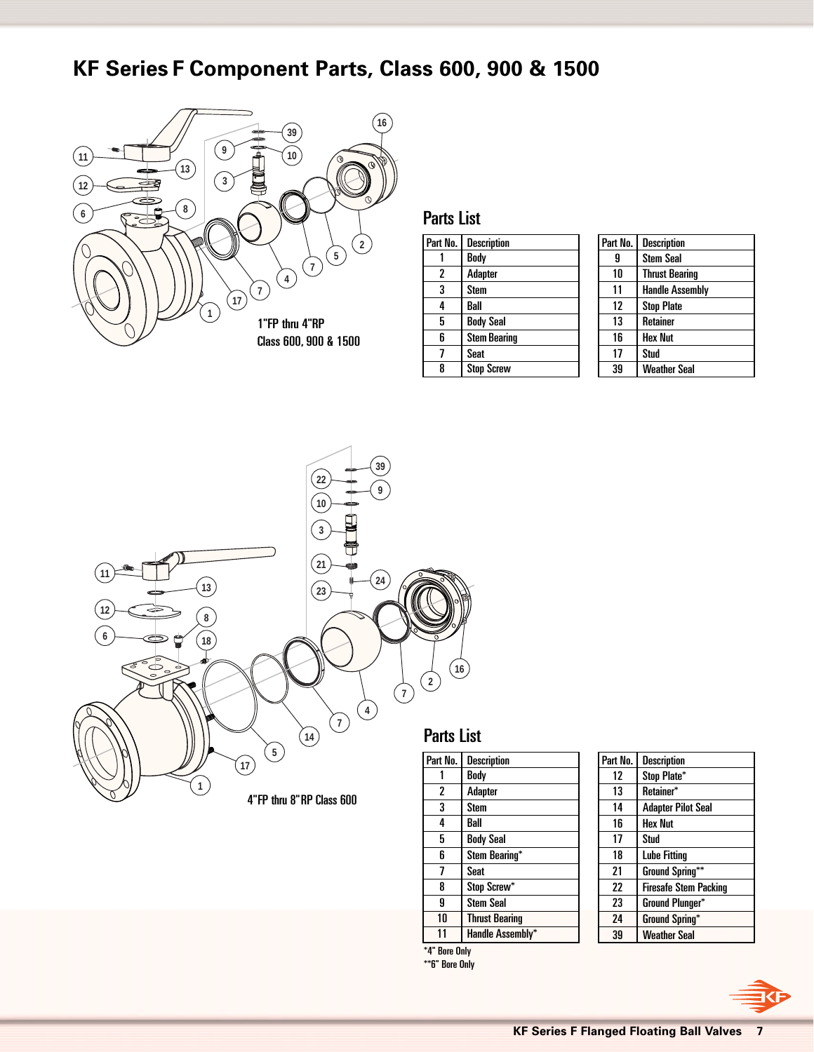# KF Series F Component Parts, Class 600, 900 & 1500

1"FP thru 4"RP
Class 600, 900 & 1500

## Parts List

| Part No. | Description | Part No. | Description |
|---|---|---|---|
| 1 | Body | 9 | Stem Seal |
| 2 | Adapter | 10 | Thrust Bearing |
| 3 | Stem | 11 | Handle Assembly |
| 4 | Ball | 12 | Stop Plate |
| 5 | Body Seal | 13 | Retainer |
| 6 | Stem Bearing | 16 | Hex Nut |
| 7 | Seat | 17 | Stud |
| 8 | Stop Screw | 39 | Weather Seal |

4"FP thru 8"RP Class 600

## Parts List

| Part No. | Description | Part No. | Description |
|---|---|---|---|
| 1 | Body | 12 | Stop Plate* |
| 2 | Adapter | 13 | Retainer* |
| 3 | Stem | 14 | Adapter Pilot Seal |
| 4 | Ball | 16 | Hex Nut |
| 5 | Body Seal | 17 | Stud |
| 6 | Stem Bearing* | 18 | Lube Fitting |
| 7 | Seat | 21 | Ground Spring** |
| 8 | Stop Screw* | 22 | Firesafe Stem Packing |
| 9 | Stem Seal | 23 | Ground Plunger* |
| 10 | Thrust Bearing | 24 | Ground Spring* |
| 11 | Handle Assembly* | 39 | Weather Seal |

*4" Bore Only
**6" Bore Only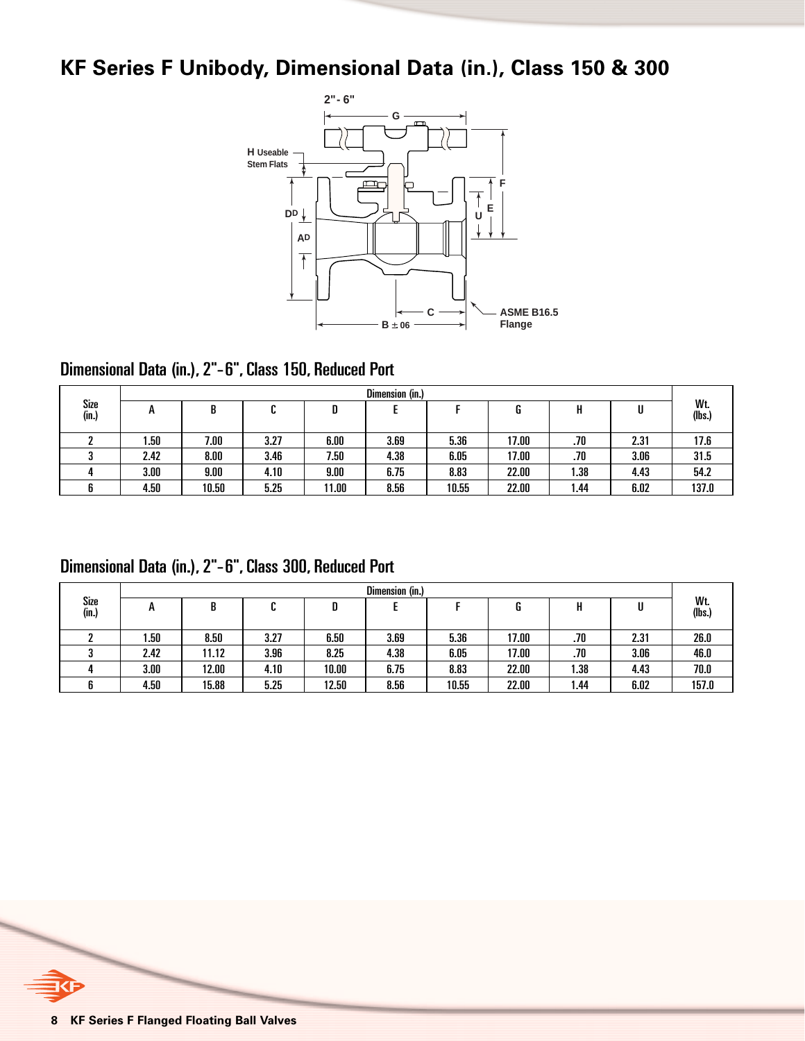# KF Series F Unibody, Dimensional Data (in.), Class 150 & 300

2"- 6"

G

H Useable Stem Flats

D

A

F

E

U

C

B ± 06

ASME B16.5 Flange

## Dimensional Data (in.), 2"-6", Class 150, Reduced Port

| Size (in.) | Dimension (in.) | | | | | | | | | Wt. (lbs.) |
|---|---|---|---|---|---|---|---|---|---|---|
| | A | B | C | D | E | F | G | H | U | |
| 2 | 1.50 | 7.00 | 3.27 | 6.00 | 3.69 | 5.36 | 17.00 | .70 | 2.31 | 17.6 |
| 3 | 2.42 | 8.00 | 3.46 | 7.50 | 4.38 | 6.05 | 17.00 | .70 | 3.06 | 31.5 |
| 4 | 3.00 | 9.00 | 4.10 | 9.00 | 6.75 | 8.83 | 22.00 | 1.38 | 4.43 | 54.2 |
| 6 | 4.50 | 10.50 | 5.25 | 11.00 | 8.56 | 10.55 | 22.00 | 1.44 | 6.02 | 137.0 |

## Dimensional Data (in.), 2"-6", Class 300, Reduced Port

| Size (in.) | Dimension (in.) | | | | | | | | | Wt. (lbs.) |
|---|---|---|---|---|---|---|---|---|---|---|
| | A | B | C | D | E | F | G | H | U | |
| 2 | 1.50 | 8.50 | 3.27 | 6.50 | 3.69 | 5.36 | 17.00 | .70 | 2.31 | 26.0 |
| 3 | 2.42 | 11.12 | 3.96 | 8.25 | 4.38 | 6.05 | 17.00 | .70 | 3.06 | 46.0 |
| 4 | 3.00 | 12.00 | 4.10 | 10.00 | 6.75 | 8.83 | 22.00 | 1.38 | 4.43 | 70.0 |
| 6 | 4.50 | 15.88 | 5.25 | 12.50 | 8.56 | 10.55 | 22.00 | 1.44 | 6.02 | 157.0 |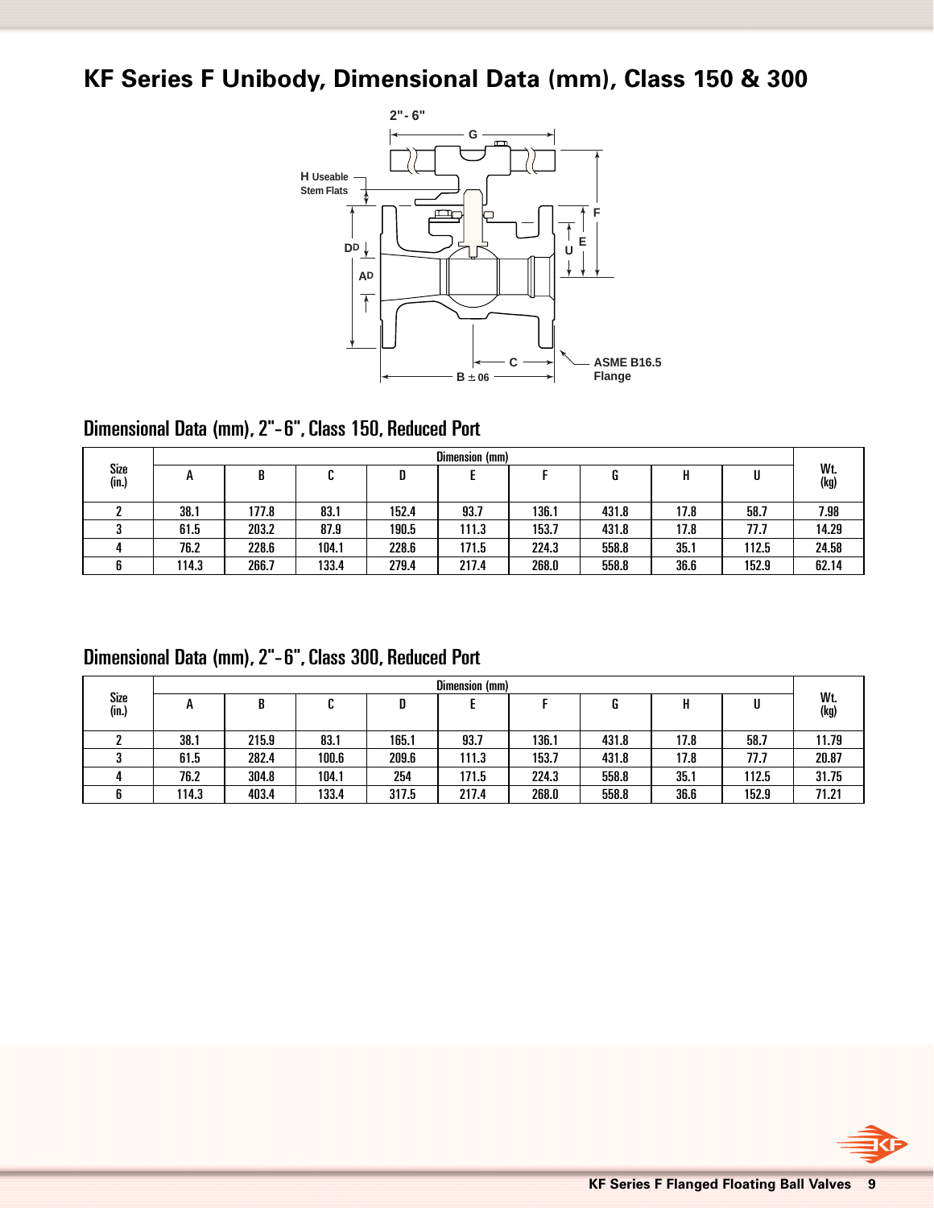# KF Series F Unibody, Dimensional Data (mm), Class 150 & 300

2" - 6"

H Useable Stem Flats

D[D]

A[D]

G

F

E

U

C

B ± 06

ASME B16.5 Flange

## Dimensional Data (mm), 2"-6", Class 150, Reduced Port

| Size (in.) | Dimension (mm) | | | | | | | | | Wt. (kg) |
|---|---|---|---|---|---|---|---|---|---|---|
| | A | B | C | D | E | F | G | H | U | |
| 2 | 38.1 | 177.8 | 83.1 | 152.4 | 93.7 | 136.1 | 431.8 | 17.8 | 58.7 | 7.98 |
| 3 | 61.5 | 203.2 | 87.9 | 190.5 | 111.3 | 153.7 | 431.8 | 17.8 | 77.7 | 14.29 |
| 4 | 76.2 | 228.6 | 104.1 | 228.6 | 171.5 | 224.3 | 558.8 | 35.1 | 112.5 | 24.58 |
| 6 | 114.3 | 266.7 | 133.4 | 279.4 | 217.4 | 268.0 | 558.8 | 36.6 | 152.9 | 62.14 |

## Dimensional Data (mm), 2"-6", Class 300, Reduced Port

| Size (in.) | Dimension (mm) | | | | | | | | | Wt. (kg) |
|---|---|---|---|---|---|---|---|---|---|---|
| | A | B | C | D | E | F | G | H | U | |
| 2 | 38.1 | 215.9 | 83.1 | 165.1 | 93.7 | 136.1 | 431.8 | 17.8 | 58.7 | 11.79 |
| 3 | 61.5 | 282.4 | 100.6 | 209.6 | 111.3 | 153.7 | 431.8 | 17.8 | 77.7 | 20.87 |
| 4 | 76.2 | 304.8 | 104.1 | 254 | 171.5 | 224.3 | 558.8 | 35.1 | 112.5 | 31.75 |
| 6 | 114.3 | 403.4 | 133.4 | 317.5 | 217.4 | 268.0 | 558.8 | 36.6 | 152.9 | 71.21 |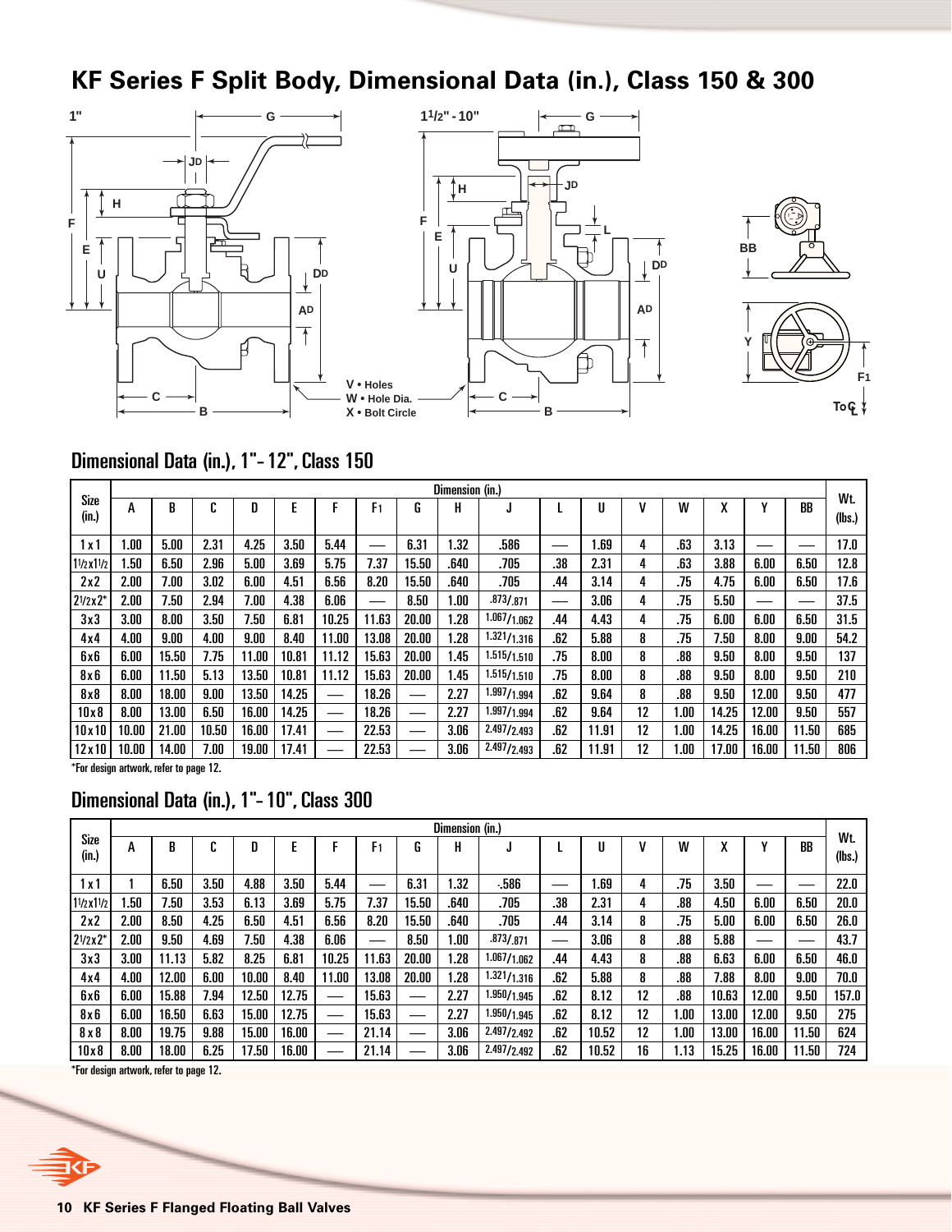# KF Series F Split Body, Dimensional Data (in.), Class 150 & 300

1" | 1½" - 10"

V • Holes
W • Hole Dia.
X • Bolt Circle

## Dimensional Data (in.), 1"- 12", Class 150

| Size (in.) | A | B | C | D | E | F | F1 | G | H | J | L | U | V | W | X | Y | BB | Wt. (lbs.) |
|---|---|---|---|---|---|---|---|---|---|---|---|---|---|---|---|---|---|---|
| 1 x 1 | 1.00 | 5.00 | 2.31 | 4.25 | 3.50 | 5.44 | — | 6.31 | 1.32 | .586 | — | 1.69 | 4 | .63 | 3.13 | — | — | 17.0 |
| 1½x1½ | 1.50 | 6.50 | 2.96 | 5.00 | 3.69 | 5.75 | 7.37 | 15.50 | .640 | .705 | .38 | 2.31 | 4 | .63 | 3.88 | 6.00 | 6.50 | 12.8 |
| 2x2 | 2.00 | 7.00 | 3.02 | 6.00 | 4.51 | 6.56 | 8.20 | 15.50 | .640 | .705 | .44 | 3.14 | 4 | .75 | 4.75 | 6.00 | 6.50 | 17.6 |
| 2½x2* | 2.00 | 7.50 | 2.94 | 7.00 | 4.38 | 6.06 | — | 8.50 | 1.00 | .873/.871 | — | 3.06 | 4 | .75 | 5.50 | — | — | 37.5 |
| 3x3 | 3.00 | 8.00 | 3.50 | 7.50 | 6.81 | 10.25 | 11.63 | 20.00 | 1.28 | 1.067/1.062 | .44 | 4.43 | 4 | .75 | 6.00 | 6.00 | 6.50 | 31.5 |
| 4x4 | 4.00 | 9.00 | 4.00 | 9.00 | 8.40 | 11.00 | 13.08 | 20.00 | 1.28 | 1.321/1.316 | .62 | 5.88 | 8 | .75 | 7.50 | 8.00 | 9.00 | 54.2 |
| 6x6 | 6.00 | 15.50 | 7.75 | 11.00 | 10.81 | 11.12 | 15.63 | 20.00 | 1.45 | 1.515/1.510 | .75 | 8.00 | 8 | .88 | 9.50 | 8.00 | 9.50 | 137 |
| 8x6 | 6.00 | 11.50 | 5.13 | 13.50 | 10.81 | 11.12 | 15.63 | 20.00 | 1.45 | 1.515/1.510 | .75 | 8.00 | 8 | .88 | 9.50 | 8.00 | 9.50 | 210 |
| 8x8 | 8.00 | 18.00 | 9.00 | 13.50 | 14.25 | — | 18.26 | — | 2.27 | 1.997/1.994 | .62 | 9.64 | 8 | .88 | 9.50 | 12.00 | 9.50 | 477 |
| 10x8 | 8.00 | 13.00 | 6.50 | 16.00 | 14.25 | — | 18.26 | — | 2.27 | 1.997/1.994 | .62 | 9.64 | 12 | 1.00 | 14.25 | 12.00 | 9.50 | 557 |
| 10x10 | 10.00 | 21.00 | 10.50 | 16.00 | 17.41 | — | 22.53 | — | 3.06 | 2.497/2.493 | .62 | 11.91 | 12 | 1.00 | 14.25 | 16.00 | 11.50 | 685 |
| 12x10 | 10.00 | 14.00 | 7.00 | 19.00 | 17.41 | — | 22.53 | — | 3.06 | 2.497/2.493 | .62 | 11.91 | 12 | 1.00 | 17.00 | 16.00 | 11.50 | 806 |

*For design artwork, refer to page 12.

## Dimensional Data (in.), 1"- 10", Class 300

| Size (in.) | A | B | C | D | E | F | F1 | G | H | J | L | U | V | W | X | Y | BB | Wt. (lbs.) |
|---|---|---|---|---|---|---|---|---|---|---|---|---|---|---|---|---|---|---|
| 1 x 1 | 1 | 6.50 | 3.50 | 4.88 | 3.50 | 5.44 | — | 6.31 | 1.32 | -.586 | — | 1.69 | 4 | .75 | 3.50 | — | — | 22.0 |
| 1½x1½ | 1.50 | 7.50 | 3.53 | 6.13 | 3.69 | 5.75 | 7.37 | 15.50 | .640 | .705 | .38 | 2.31 | 4 | .88 | 4.50 | 6.00 | 6.50 | 20.0 |
| 2x2 | 2.00 | 8.50 | 4.25 | 6.50 | 4.51 | 6.56 | 8.20 | 15.50 | .640 | .705 | .44 | 3.14 | 8 | .75 | 5.00 | 6.00 | 6.50 | 26.0 |
| 2½x2* | 2.00 | 9.50 | 4.69 | 7.50 | 4.38 | 6.06 | — | 8.50 | 1.00 | .873/.871 | — | 3.06 | 8 | .88 | 5.88 | — | — | 43.7 |
| 3x3 | 3.00 | 11.13 | 5.82 | 8.25 | 6.81 | 10.25 | 11.63 | 20.00 | 1.28 | 1.067/1.062 | .44 | 4.43 | 8 | .88 | 6.63 | 6.00 | 6.50 | 46.0 |
| 4x4 | 4.00 | 12.00 | 6.00 | 10.00 | 8.40 | 11.00 | 13.08 | 20.00 | 1.28 | 1.321/1.316 | .62 | 5.88 | 8 | .88 | 7.88 | 8.00 | 9.00 | 70.0 |
| 6x6 | 6.00 | 15.88 | 7.94 | 12.50 | 12.75 | — | 15.63 | — | 2.27 | 1.950/1.945 | .62 | 8.12 | 12 | .88 | 10.63 | 12.00 | 9.50 | 157.0 |
| 8x6 | 6.00 | 16.50 | 6.63 | 15.00 | 12.75 | — | 15.63 | — | 2.27 | 1.950/1.945 | .62 | 8.12 | 12 | 1.00 | 13.00 | 12.00 | 9.50 | 275 |
| 8x8 | 8.00 | 19.75 | 9.88 | 15.00 | 16.00 | — | 21.14 | — | 3.06 | 2.497/2.492 | .62 | 10.52 | 12 | 1.00 | 13.00 | 16.00 | 11.50 | 624 |
| 10x8 | 8.00 | 18.00 | 6.25 | 17.50 | 16.00 | — | 21.14 | — | 3.06 | 2.497/2.492 | .62 | 10.52 | 16 | 1.13 | 15.25 | 16.00 | 11.50 | 724 |

*For design artwork, refer to page 12.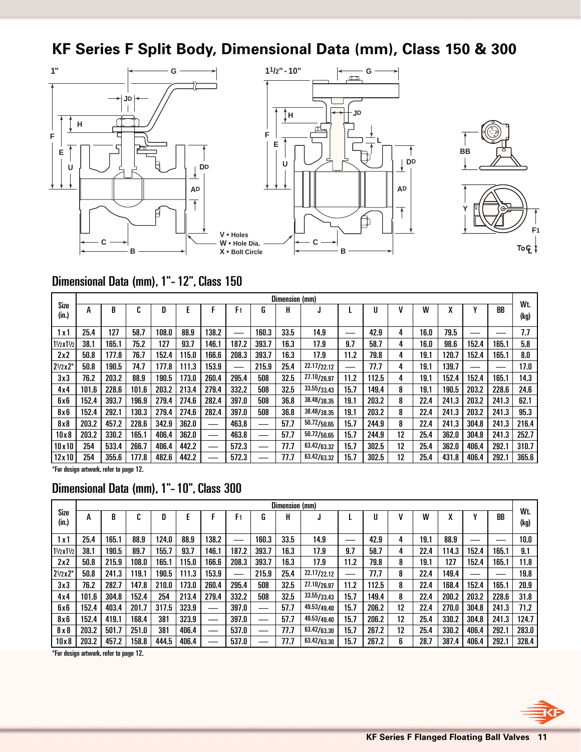# KF Series F Split Body, Dimensional Data (mm), Class 150 & 300

## Dimensional Data (mm), 1"- 12", Class 150

| Size (in.) | Dimension (mm) | | | | | | | | | | | | | | | | | Wt. (kg) |
|---|---|---|---|---|---|---|---|---|---|---|---|---|---|---|---|---|---|---|
| | A | B | C | D | E | F | F1 | G | H | J | L | U | V | W | X | Y | BB | |
| 1 x 1 | 25.4 | 127 | 58.7 | 108.0 | 88.9 | 138.2 | — | 160.3 | 33.5 | 14.9 | — | 42.9 | 4 | 16.0 | 79.5 | — | — | 7.7 |
| 1½x1½ | 38.1 | 165.1 | 75.2 | 127 | 93.7 | 146.1 | 187.2 | 393.7 | 16.3 | 17.9 | 9.7 | 58.7 | 4 | 16.0 | 98.6 | 152.4 | 165.1 | 5.8 |
| 2 x 2 | 50.8 | 177.8 | 76.7 | 152.4 | 115.0 | 166.6 | 208.3 | 393.7 | 16.3 | 17.9 | 11.2 | 79.8 | 4 | 19.1 | 120.7 | 152.4 | 165.1 | 8.0 |
| 2½x2* | 50.8 | 190.5 | 74.7 | 177.8 | 111.3 | 153.9 | — | 215.9 | 25.4 | 22.17/22.12 | — | 77.7 | 4 | 19.1 | 139.7 | — | — | 17.0 |
| 3 x 3 | 76.2 | 203.2 | 88.9 | 190.5 | 173.0 | 260.4 | 295.4 | 508 | 32.5 | 27.10/26.97 | 11.2 | 112.5 | 4 | 19.1 | 152.4 | 152.4 | 165.1 | 14.3 |
| 4 x 4 | 101.6 | 228.6 | 101.6 | 203.2 | 213.4 | 279.4 | 332.2 | 508 | 32.5 | 33.55/33.43 | 15.7 | 149.4 | 8 | 19.1 | 190.5 | 203.2 | 228.6 | 24.6 |
| 6 x 6 | 152.4 | 393.7 | 196.9 | 279.4 | 274.6 | 282.4 | 397.0 | 508 | 36.8 | 38.48/38.35 | 19.1 | 203.2 | 8 | 22.4 | 241.3 | 203.2 | 241.3 | 62.1 |
| 8 x 6 | 152.4 | 292.1 | 130.3 | 279.4 | 274.6 | 282.4 | 397.0 | 508 | 36.8 | 38.48/38.35 | 19.1 | 203.2 | 8 | 22.4 | 241.3 | 203.2 | 241.3 | 95.3 |
| 8 x 8 | 203.2 | 457.2 | 228.6 | 342.9 | 362.0 | — | 463.8 | — | 57.7 | 50.72/50.65 | 15.7 | 244.9 | 8 | 22.4 | 241.3 | 304.8 | 241.3 | 216.4 |
| 10 x 8 | 203.2 | 330.2 | 165.1 | 406.4 | 362.0 | — | 463.8 | — | 57.7 | 50.72/50.65 | 15.7 | 244.9 | 12 | 25.4 | 362.0 | 304.8 | 241.3 | 252.7 |
| 10 x 10 | 254 | 533.4 | 266.7 | 406.4 | 442.2 | — | 572.3 | — | 77.7 | 63.42/63.32 | 15.7 | 302.5 | 12 | 25.4 | 362.0 | 406.4 | 292.1 | 310.7 |
| 12 x 10 | 254 | 355.6 | 177.8 | 482.6 | 442.2 | — | 572.3 | — | 77.7 | 63.42/63.32 | 15.7 | 302.5 | 12 | 25.4 | 431.8 | 406.4 | 292.1 | 365.6 |

*For design artwork, refer to page 12.

## Dimensional Data (mm), 1"- 10", Class 300

| Size (in.) | Dimension (mm) | | | | | | | | | | | | | | | | | Wt. (kg) |
|---|---|---|---|---|---|---|---|---|---|---|---|---|---|---|---|---|---|---|
| | A | B | C | D | E | F | F1 | G | H | J | L | U | V | W | X | Y | BB | |
| 1 x 1 | 25.4 | 165.1 | 88.9 | 124.0 | 88.9 | 138.2 | — | 160.3 | 33.5 | 14.9 | — | 42.9 | 4 | 19.1 | 88.9 | — | — | 10.0 |
| 1½x1½ | 38.1 | 190.5 | 89.7 | 155.7 | 93.7 | 146.1 | 187.2 | 393.7 | 16.3 | 17.9 | 9.7 | 58.7 | 4 | 22.4 | 114.3 | 152.4 | 165.1 | 9.1 |
| 2 x 2 | 50.8 | 215.9 | 108.0 | 165.1 | 115.0 | 166.6 | 208.3 | 393.7 | 16.3 | 17.9 | 11.2 | 79.8 | 8 | 19.1 | 127 | 152.4 | 165.1 | 11.8 |
| 2½x2* | 50.8 | 241.3 | 119.1 | 190.5 | 111.3 | 153.9 | — | 215.9 | 25.4 | 22.17/22.12 | — | 77.7 | 8 | 22.4 | 149.4 | — | — | 19.8 |
| 3 x 3 | 76.2 | 282.7 | 147.8 | 210.0 | 173.0 | 260.4 | 295.4 | 508 | 32.5 | 27.10/26.97 | 11.2 | 112.5 | 8 | 22.4 | 168.4 | 152.4 | 165.1 | 20.9 |
| 4 x 4 | 101.6 | 304.8 | 152.4 | 254 | 213.4 | 279.4 | 332.2 | 508 | 32.5 | 33.55/33.43 | 15.7 | 149.4 | 8 | 22.4 | 200.2 | 203.2 | 228.6 | 31.8 |
| 6 x 6 | 152.4 | 403.4 | 201.7 | 317.5 | 323.9 | — | 397.0 | — | 57.7 | 49.53/49.40 | 15.7 | 206.2 | 12 | 22.4 | 270.0 | 304.8 | 241.3 | 71.2 |
| 8 x 6 | 152.4 | 419.1 | 168.4 | 381 | 323.9 | — | 397.0 | — | 57.7 | 49.53/49.40 | 15.7 | 206.2 | 12 | 25.4 | 330.2 | 304.8 | 241.3 | 124.7 |
| 8 x 8 | 203.2 | 501.7 | 251.0 | 381 | 406.4 | — | 537.0 | — | 77.7 | 63.42/63.30 | 15.7 | 267.2 | 12 | 25.4 | 330.2 | 406.4 | 292.1 | 283.0 |
| 10 x 8 | 203.2 | 457.2 | 158.8 | 444.5 | 406.4 | — | 537.0 | — | 77.7 | 63.42/63.30 | 15.7 | 267.2 | 6 | 28.7 | 387.4 | 406.4 | 292.1 | 328.4 |

*For design artwork, refer to page 12.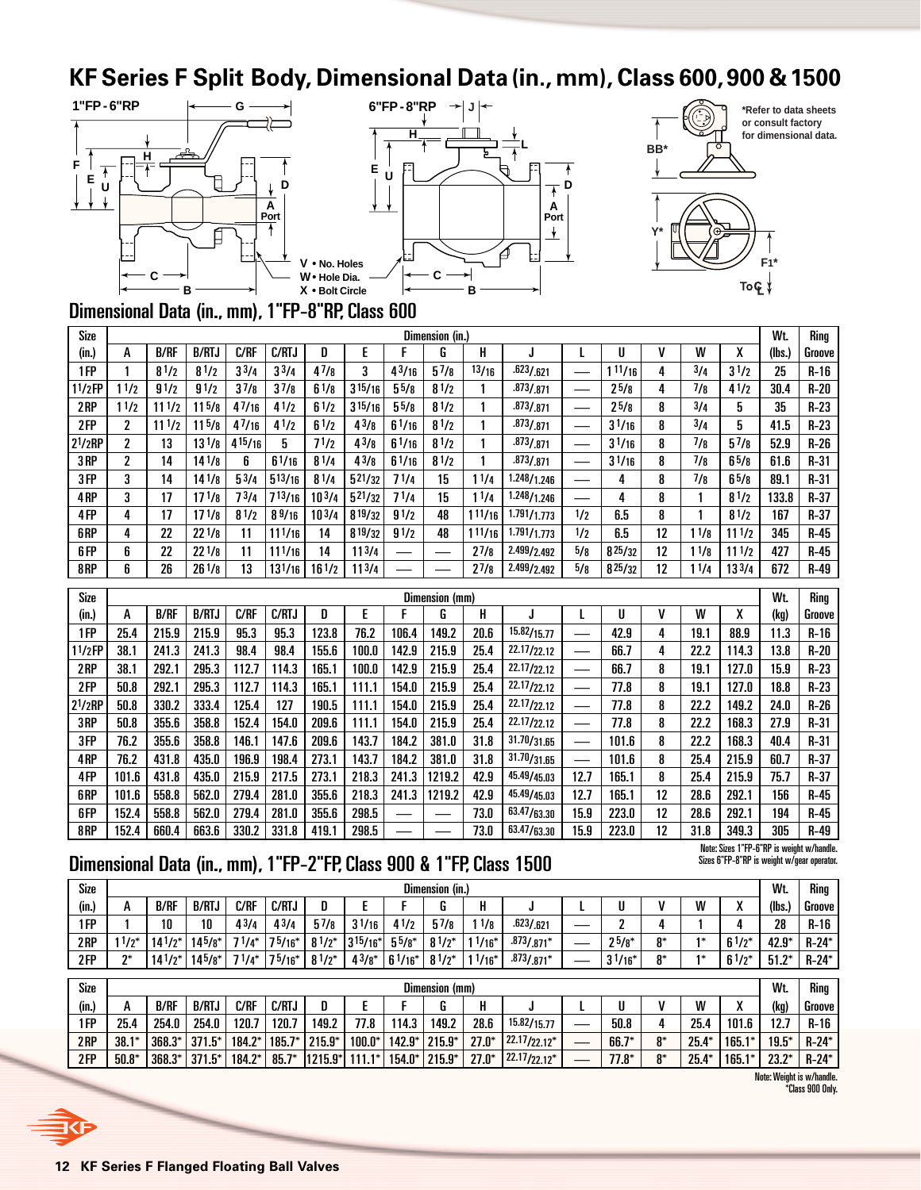# KF Series F Split Body, Dimensional Data (in., mm), Class 600, 900 & 1500

1"FP - 6"RP

6"FP - 8"RP

V • No. Holes
W • Hole Dia.
X • Bolt Circle

*Refer to data sheets or consult factory for dimensional data.

## Dimensional Data (in., mm), 1"FP-8"RP, Class 600

| Size (in.) | A | B/RF | B/RTJ | C/RF | C/RTJ | D | E | F | G | H | J | L | U | V | W | X | Wt. (lbs.) | Ring Groove |
|---|---|---|---|---|---|---|---|---|---|---|---|---|---|---|---|---|---|---|
| 1FP | 1 | 8 1/2 | 8 1/2 | 3 3/4 | 3 3/4 | 4 7/8 | 3 | 4 3/16 | 5 7/8 | 13/16 | .623/.621 | — | 1 11/16 | 4 | 3/4 | 3 1/2 | 25 | R-16 |
| 1 1/2FP | 1 1/2 | 9 1/2 | 9 1/2 | 3 7/8 | 3 7/8 | 6 1/8 | 3 15/16 | 5 5/8 | 8 1/2 | 1 | .873/.871 | — | 2 5/8 | 4 | 7/8 | 4 1/2 | 30.4 | R-20 |
| 2RP | 1 1/2 | 11 1/2 | 11 5/8 | 4 7/16 | 4 1/2 | 6 1/2 | 3 15/16 | 5 5/8 | 8 1/2 | 1 | .873/.871 | — | 2 5/8 | 8 | 3/4 | 5 | 35 | R-23 |
| 2FP | 2 | 11 1/2 | 11 5/8 | 4 7/16 | 4 1/2 | 6 1/2 | 4 3/8 | 6 1/16 | 8 1/2 | 1 | .873/.871 | — | 3 1/16 | 8 | 3/4 | 5 | 41.5 | R-23 |
| 2 1/2RP | 2 | 13 | 13 1/8 | 4 15/16 | 5 | 7 1/2 | 4 3/8 | 6 1/16 | 8 1/2 | 1 | .873/.871 | — | 3 1/16 | 8 | 7/8 | 5 7/8 | 52.9 | R-26 |
| 3RP | 2 | 14 | 14 1/8 | 6 | 6 1/16 | 8 1/4 | 4 3/8 | 6 1/16 | 8 1/2 | 1 | .873/.871 | — | 3 1/16 | 8 | 7/8 | 6 5/8 | 61.6 | R-31 |
| 3FP | 3 | 14 | 14 1/8 | 5 3/4 | 5 13/16 | 8 1/4 | 5 21/32 | 7 1/4 | 15 | 1 1/4 | 1.248/1.246 | — | 4 | 8 | 7/8 | 6 5/8 | 89.1 | R-31 |
| 4RP | 3 | 17 | 17 1/8 | 7 3/4 | 7 13/16 | 10 3/4 | 5 21/32 | 7 1/4 | 15 | 1 1/4 | 1.248/1.246 | — | 4 | 8 | 1 | 8 1/2 | 133.8 | R-37 |
| 4FP | 4 | 17 | 17 1/8 | 8 1/2 | 8 9/16 | 10 3/4 | 8 19/32 | 9 1/2 | 48 | 1 11/16 | 1.791/1.773 | 1/2 | 6.5 | 8 | 1 | 8 1/2 | 167 | R-37 |
| 6RP | 4 | 22 | 22 1/8 | 11 | 11 1/16 | 14 | 8 19/32 | 9 1/2 | 48 | 1 11/16 | 1.791/1.773 | 1/2 | 6.5 | 12 | 1 1/8 | 11 1/2 | 345 | R-45 |
| 6FP | 6 | 22 | 22 1/8 | 11 | 11 1/16 | 14 | 11 3/4 | — | — | 2 7/8 | 2.499/2.492 | 5/8 | 8 25/32 | 12 | 1 1/8 | 11 1/2 | 427 | R-45 |
| 8RP | 6 | 26 | 26 1/8 | 13 | 13 1/16 | 16 1/2 | 11 3/4 | — | — | 2 7/8 | 2.499/2.492 | 5/8 | 8 25/32 | 12 | 1 1/4 | 13 3/4 | 672 | R-49 |

| Size (in.) | A | B/RF | B/RTJ | C/RF | C/RTJ | D | E | F | G | H | J | L | U | V | W | X | Wt. (kg) | Ring Groove |
|---|---|---|---|---|---|---|---|---|---|---|---|---|---|---|---|---|---|---|
| 1FP | 25.4 | 215.9 | 215.9 | 95.3 | 95.3 | 123.8 | 76.2 | 106.4 | 149.2 | 20.6 | 15.82/15.77 | — | 42.9 | 4 | 19.1 | 88.9 | 11.3 | R-16 |
| 1 1/2FP | 38.1 | 241.3 | 241.3 | 98.4 | 98.4 | 155.6 | 100.0 | 142.9 | 215.9 | 25.4 | 22.17/22.12 | — | 66.7 | 4 | 22.2 | 114.3 | 13.8 | R-20 |
| 2RP | 38.1 | 292.1 | 295.3 | 112.7 | 114.3 | 165.1 | 100.0 | 142.9 | 215.9 | 25.4 | 22.17/22.12 | — | 66.7 | 8 | 19.1 | 127.0 | 15.9 | R-23 |
| 2FP | 50.8 | 292.1 | 295.3 | 112.7 | 114.3 | 165.1 | 111.1 | 154.0 | 215.9 | 25.4 | 22.17/22.12 | — | 77.8 | 8 | 19.1 | 127.0 | 18.8 | R-23 |
| 2 1/2RP | 50.8 | 330.2 | 333.4 | 125.4 | 127 | 190.5 | 111.1 | 154.0 | 215.9 | 25.4 | 22.17/22.12 | — | 77.8 | 8 | 22.2 | 149.2 | 24.0 | R-26 |
| 3RP | 50.8 | 355.6 | 358.8 | 152.4 | 154.0 | 209.6 | 111.1 | 154.0 | 215.9 | 25.4 | 22.17/22.12 | — | 77.8 | 8 | 22.2 | 168.3 | 27.9 | R-31 |
| 3FP | 76.2 | 355.6 | 358.8 | 146.1 | 147.6 | 209.6 | 143.7 | 184.2 | 381.0 | 31.8 | 31.70/31.65 | — | 101.6 | 8 | 22.2 | 168.3 | 40.4 | R-31 |
| 4RP | 76.2 | 431.8 | 435.0 | 196.9 | 198.4 | 273.1 | 143.7 | 184.2 | 381.0 | 31.8 | 31.70/31.65 | — | 101.6 | 8 | 25.4 | 215.9 | 60.7 | R-37 |
| 4FP | 101.6 | 431.8 | 435.0 | 215.9 | 217.5 | 273.1 | 218.3 | 241.3 | 1219.2 | 42.9 | 45.49/45.03 | 12.7 | 165.1 | 8 | 25.4 | 215.9 | 75.7 | R-37 |
| 6RP | 101.6 | 558.8 | 562.0 | 279.4 | 281.0 | 355.6 | 218.3 | 241.3 | 1219.2 | 42.9 | 45.49/45.03 | 12.7 | 165.1 | 12 | 28.6 | 292.1 | 156 | R-45 |
| 6FP | 152.4 | 558.8 | 562.0 | 279.4 | 281.0 | 355.6 | 298.5 | — | — | 73.0 | 63.47/63.30 | 15.9 | 223.0 | 12 | 28.6 | 292.1 | 194 | R-45 |
| 8RP | 152.4 | 660.4 | 663.6 | 330.2 | 331.8 | 419.1 | 298.5 | — | — | 73.0 | 63.47/63.30 | 15.9 | 223.0 | 12 | 31.8 | 349.3 | 305 | R-49 |

Note: Sizes 1"FP-6"RP is weight w/handle.
Sizes 6"FP-8"RP is weight w/gear operator.

## Dimensional Data (in., mm), 1"FP-2"FP, Class 900 & 1"FP, Class 1500

| Size (in.) | A | B/RF | B/RTJ | C/RF | C/RTJ | D | E | F | G | H | J | L | U | V | W | X | Wt. (lbs.) | Ring Groove |
|---|---|---|---|---|---|---|---|---|---|---|---|---|---|---|---|---|---|---|
| 1FP | 1 | 10 | 10 | 4 3/4 | 4 3/4 | 5 7/8 | 3 1/16 | 4 1/2 | 5 7/8 | 1 1/8 | .623/.621 | — | 2 | 4 | 1 | 4 | 28 | R-16 |
| 2RP | 1 1/2* | 14 1/2* | 14 5/8* | 7 1/4* | 7 5/16* | 8 1/2* | 3 15/16* | 5 5/8* | 8 1/2* | 1 1/16* | .873/.871* | — | 2 5/8* | 8* | 1* | 6 1/2* | 42.9* | R-24* |
| 2FP | 2* | 14 1/2* | 14 5/8* | 7 1/4* | 7 5/16* | 8 1/2* | 4 3/8* | 6 1/16* | 8 1/2* | 1 1/16* | .873/.871* | — | 3 1/16* | 8* | 1* | 6 1/2* | 51.2* | R-24* |

| Size (in.) | A | B/RF | B/RTJ | C/RF | C/RTJ | D | E | F | G | H | J | L | U | V | W | X | Wt. (kg) | Ring Groove |
|---|---|---|---|---|---|---|---|---|---|---|---|---|---|---|---|---|---|---|
| 1FP | 25.4 | 254.0 | 254.0 | 120.7 | 120.7 | 149.2 | 77.8 | 114.3 | 149.2 | 28.6 | 15.82/15.77 | — | 50.8 | 4 | 25.4 | 101.6 | 12.7 | R-16 |
| 2RP | 38.1* | 368.3* | 371.5* | 184.2* | 185.7* | 215.9* | 100.0* | 142.9* | 215.9* | 27.0* | 22.17/22.12* | — | 66.7* | 8* | 25.4* | 165.1* | 19.5* | R-24* |
| 2FP | 50.8* | 368.3* | 371.5* | 184.2* | 85.7* | 1215.9* | 111.1* | 154.0* | 215.9* | 27.0* | 22.17/22.12* | — | 77.8* | 8* | 25.4* | 165.1* | 23.2* | R-24* |

Note: Weight is w/handle.
*Class 900 Only.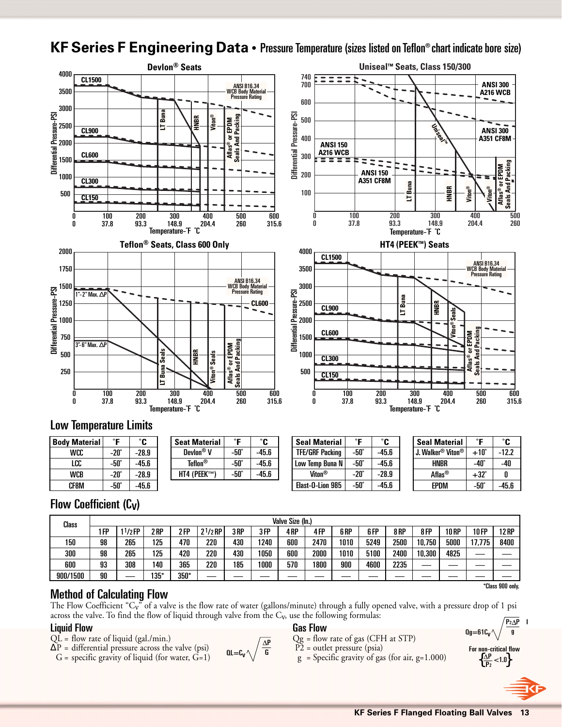# KF Series F Engineering Data • Pressure Temperature (sizes listed on Teflon® chart indicate bore size)

### Devlon® Seats

Differential Pressure-PSI vs. Temperature-°F °C

CL1500, CL900, CL600, CL300, CL150

ANSI B16.34 WCB Body Material Pressure Rating

LT Buna, HNBR, Viton®, Aflas® or EPDM Seals And Packing

### Uniseal™ Seats, Class 150/300

ANSI 300 A216 WCB, ANSI 300 A351 CF8M, ANSI 150 A216 WCB, ANSI 150 A351 CF8M

Uniseal™, LT Buna, HNBR, Viton®, Viton®, Aflas® or EPDM Seals And Packing

### Teflon® Seats, Class 600 Only

1"-2" Max. ΔP, 3"-6" Max. ΔP, CL600

ANSI B16.34 WCB Body Material Pressure Rating

LT Buna Seals, HNBR, Viton® Seals, Aflas® or EPDM Seals And Packing

### HT4 (PEEK™) Seats

CL1500, CL900, CL600, CL300, CL150

ANSI B16.34 WCB Body Material Pressure Rating

LT Buna, HNBR, Viton® Seals, Aflas® or EPDM Seals And Packing

## Low Temperature Limits

| Body Material | °F | °C |
|---|---|---|
| WCC | -20° | -28.9 |
| LCC | -50° | -45.6 |
| WCB | -20° | -28.9 |
| CF8M | -50° | -45.6 |

| Seat Material | °F | °C |
|---|---|---|
| Devlon® V | -50° | -45.6 |
| Teflon® | -50° | -45.6 |
| HT4 (PEEK™) | -50° | -45.6 |

| Seal Material | °F | °C |
|---|---|---|
| TFE/GRF Packing | -50° | -45.6 |
| Low Temp Buna N | -50° | -45.6 |
| Viton® | -20° | -28.9 |
| Elast-O-Lion 985 | -50° | -45.6 |

| Seal Material | °F | °C |
|---|---|---|
| J. Walker® Viton® | +10° | -12.2 |
| HNBR | -40° | -40 |
| Aflas® | +32° | 0 |
| EPDM | -50° | -45.6 |

## Flow Coefficient ($C_V$)

| Class | Valve Size (In.) | | | | | | | | | | | | | | | |
|---|---|---|---|---|---|---|---|---|---|---|---|---|---|---|---|---|
| | 1 FP | 1 1/2 FP | 2 RP | 2 FP | 2 1/2 RP | 3 RP | 3 FP | 4 RP | 4 FP | 6 RP | 6 FP | 8 RP | 8 FP | 10 RP | 10 FP | 12 RP |
| 150 | 98 | 265 | 125 | 470 | 220 | 430 | 1240 | 600 | 2470 | 1010 | 5249 | 2500 | 10,750 | 5000 | 17,775 | 8400 |
| 300 | 98 | 265 | 125 | 420 | 220 | 430 | 1050 | 600 | 2000 | 1010 | 5100 | 2400 | 10,300 | 4825 | — | — |
| 600 | 93 | 308 | 140 | 365 | 220 | 185 | 1000 | 570 | 1800 | 900 | 4600 | 2235 | — | — | — | — |
| 900/1500 | 90 | — | 135* | 350* | — | — | — | — | — | — | — | — | — | — | — | — |

*Class 900 only.

## Method of Calculating Flow

The Flow Coefficient "$C_V$" of a valve is the flow rate of water (gallons/minute) through a fully opened valve, with a pressure drop of 1 psi across the valve. To find the flow of liquid through valve from the $C_V$, use the following formulas:

### Liquid Flow

QL = flow rate of liquid (gal./min.)
ΔP = differential pressure across the valve (psi)
G = specific gravity of liquid (for water, G=1)

$$QL = C_V\sqrt{\frac{\Delta P}{G}}$$

### Gas Flow

Qg = flow rate of gas (CFH at STP)
P2 = outlet pressure (psia)
g = Specific gravity of gas (for air, g=1.000)

$$Qg = 61C_V\sqrt{\frac{P_2\Delta P}{g}}$$

For non-critical flow $\left\{\frac{\Delta P}{P_2} < 1.0\right\}$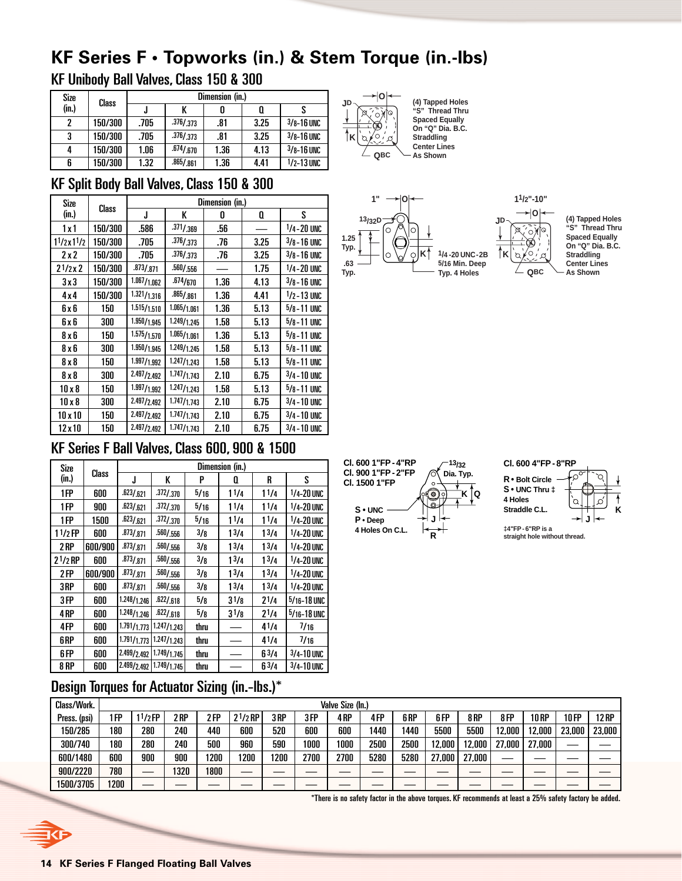# KF Series F • Topworks (in.) & Stem Torque (in.-lbs)

## KF Unibody Ball Valves, Class 150 & 300

| Size (in.) | Class | J | K | O | Q | S |
|---|---|---|---|---|---|---|
| | | Dimension (in.) | | | | |
| 2 | 150/300 | .705 | .376/.373 | .81 | 3.25 | 3/8-16 UNC |
| 3 | 150/300 | .705 | .376/.373 | .81 | 3.25 | 3/8-16 UNC |
| 4 | 150/300 | 1.06 | .674/.670 | 1.36 | 4.13 | 3/8-16 UNC |
| 6 | 150/300 | 1.32 | .865/.861 | 1.36 | 4.41 | 1/2-13 UNC |

(4) Tapped Holes "S" Thread Thru Spaced Equally On "Q" Dia. B.C. Straddling Center Lines As Shown

## KF Split Body Ball Valves, Class 150 & 300

| Size (in.) | Class | J | K | O | Q | S |
|---|---|---|---|---|---|---|
| | | Dimension (in.) | | | | |
| 1 x 1 | 150/300 | .586 | .371/.369 | .56 | — | 1/4 - 20 UNC |
| 1 1/2 x 1 1/2 | 150/300 | .705 | .376/.373 | .76 | 3.25 | 3/8 - 16 UNC |
| 2 x 2 | 150/300 | .705 | .376/.373 | .76 | 3.25 | 3/8 - 16 UNC |
| 2 1/2 x 2 | 150/300 | .873/.871 | .560/.556 | — | 1.75 | 1/4 - 20 UNC |
| 3 x 3 | 150/300 | 1.067/1.062 | .674/670 | 1.36 | 4.13 | 3/8 - 16 UNC |
| 4 x 4 | 150/300 | 1.321/1.316 | .865/.861 | 1.36 | 4.41 | 1/2 - 13 UNC |
| 6 x 6 | 150 | 1.515/1.510 | 1.065/1.061 | 1.36 | 5.13 | 5/8 - 11 UNC |
| 6 x 6 | 300 | 1.950/1.945 | 1.249/1.245 | 1.58 | 5.13 | 5/8 - 11 UNC |
| 8 x 6 | 150 | 1.575/1.570 | 1.065/1.061 | 1.36 | 5.13 | 5/8 - 11 UNC |
| 8 x 6 | 300 | 1.950/1.945 | 1.249/1.245 | 1.58 | 5.13 | 5/8 - 11 UNC |
| 8 x 8 | 150 | 1.997/1.992 | 1.247/1.243 | 1.58 | 5.13 | 5/8 - 11 UNC |
| 8 x 8 | 300 | 2.497/2.492 | 1.747/1.743 | 2.10 | 6.75 | 3/4 - 10 UNC |
| 10 x 8 | 150 | 1.997/1.992 | 1.247/1.243 | 1.58 | 5.13 | 5/8 - 11 UNC |
| 10 x 8 | 300 | 2.497/2.492 | 1.747/1.743 | 2.10 | 6.75 | 3/4 - 10 UNC |
| 10 x 10 | 150 | 2.497/2.492 | 1.747/1.743 | 2.10 | 6.75 | 3/4 - 10 UNC |
| 12 x 10 | 150 | 2.497/2.492 | 1.747/1.743 | 2.10 | 6.75 | 3/4 - 10 UNC |

1": 13/32 D; 1.25 Typ.; .63 Typ.; 1/4-20 UNC-2B 5/16 Min. Deep Typ. 4 Holes

1 1/2"-10": (4) Tapped Holes "S" Thread Thru Spaced Equally On "Q" Dia. B.C. Straddling Center Lines As Shown

## KF Series F Ball Valves, Class 600, 900 & 1500

| Size (in.) | Class | J | K | P | Q | R | S |
|---|---|---|---|---|---|---|---|
| | | Dimension (in.) | | | | | |
| 1 FP | 600 | .623/.621 | .372/.370 | 5/16 | 1 1/4 | 1 1/4 | 1/4-20 UNC |
| 1 FP | 900 | .623/.621 | .372/.370 | 5/16 | 1 1/4 | 1 1/4 | 1/4-20 UNC |
| 1 FP | 1500 | .623/.621 | .372/.370 | 5/16 | 1 1/4 | 1 1/4 | 1/4-20 UNC |
| 1 1/2 FP | 600 | .873/.871 | .560/.556 | 3/8 | 1 3/4 | 1 3/4 | 1/4-20 UNC |
| 2 RP | 600/900 | .873/.871 | .560/.556 | 3/8 | 1 3/4 | 1 3/4 | 1/4-20 UNC |
| 2 1/2 RP | 600 | .873/.871 | .560/.556 | 3/8 | 1 3/4 | 1 3/4 | 1/4-20 UNC |
| 2 FP | 600/900 | .873/.871 | .560/.556 | 3/8 | 1 3/4 | 1 3/4 | 1/4-20 UNC |
| 3 RP | 600 | .873/.871 | .560/.556 | 3/8 | 1 3/4 | 1 3/4 | 1/4-20 UNC |
| 3 FP | 600 | 1.248/1.246 | .622/.618 | 5/8 | 3 1/8 | 2 1/4 | 5/16-18 UNC |
| 4 RP | 600 | 1.248/1.246 | .622/.618 | 5/8 | 3 1/8 | 2 1/4 | 5/16-18 UNC |
| 4 FP | 600 | 1.791/1.773 | 1.247/1.243 | thru | — | 4 1/4 | 7/16 |
| 6 RP | 600 | 1.791/1.773 | 1.247/1.243 | thru | — | 4 1/4 | 7/16 |
| 6 FP | 600 | 2.499/2.492 | 1.749/1.745 | thru | — | 6 3/4 | 3/4-10 UNC |
| 8 RP | 600 | 2.499/2.492 | 1.749/1.745 | thru | — | 6 3/4 | 3/4-10 UNC |

Cl. 600 1"FP - 4"RP; Cl. 900 1"FP - 2"FP; Cl. 1500 1"FP: 13/32 Dia. Typ.; S • UNC; P • Deep; 4 Holes On C.L.

Cl. 600 4"FP - 8"RP: R • Bolt Circle; S • UNC Thru ‡; 4 Holes Straddle C.L.

‡4"FP - 6"RP is a straight hole without thread.

## Design Torques for Actuator Sizing (in.-lbs.)*

| Class/Work. Press. (psi) | 1 FP | 1 1/2 FP | 2 RP | 2 FP | 2 1/2 RP | 3 RP | 3 FP | 4 RP | 4 FP | 6 RP | 6 FP | 8 RP | 8 FP | 10 RP | 10 FP | 12 RP |
|---|---|---|---|---|---|---|---|---|---|---|---|---|---|---|---|---|
| | Valve Size (In.) | | | | | | | | | | | | | | | |
| 150/285 | 180 | 280 | 240 | 440 | 600 | 520 | 600 | 600 | 1440 | 1440 | 5500 | 5500 | 12,000 | 12,000 | 23,000 | 23,000 |
| 300/740 | 180 | 280 | 240 | 500 | 960 | 590 | 1000 | 1000 | 2500 | 2500 | 12,000 | 12,000 | 27,000 | 27,000 | — | — |
| 600/1480 | 600 | 900 | 900 | 1200 | 1200 | 1200 | 2700 | 2700 | 5280 | 5280 | 27,000 | 27,000 | — | — | — | — |
| 900/2220 | 780 | — | 1320 | 1800 | — | — | — | — | — | — | — | — | — | — | — | — |
| 1500/3705 | 1200 | — | — | — | — | — | — | — | — | — | — | — | — | — | — | — |

*There is no safety factor in the above torques. KF recommends at least a 25% safety factory be added.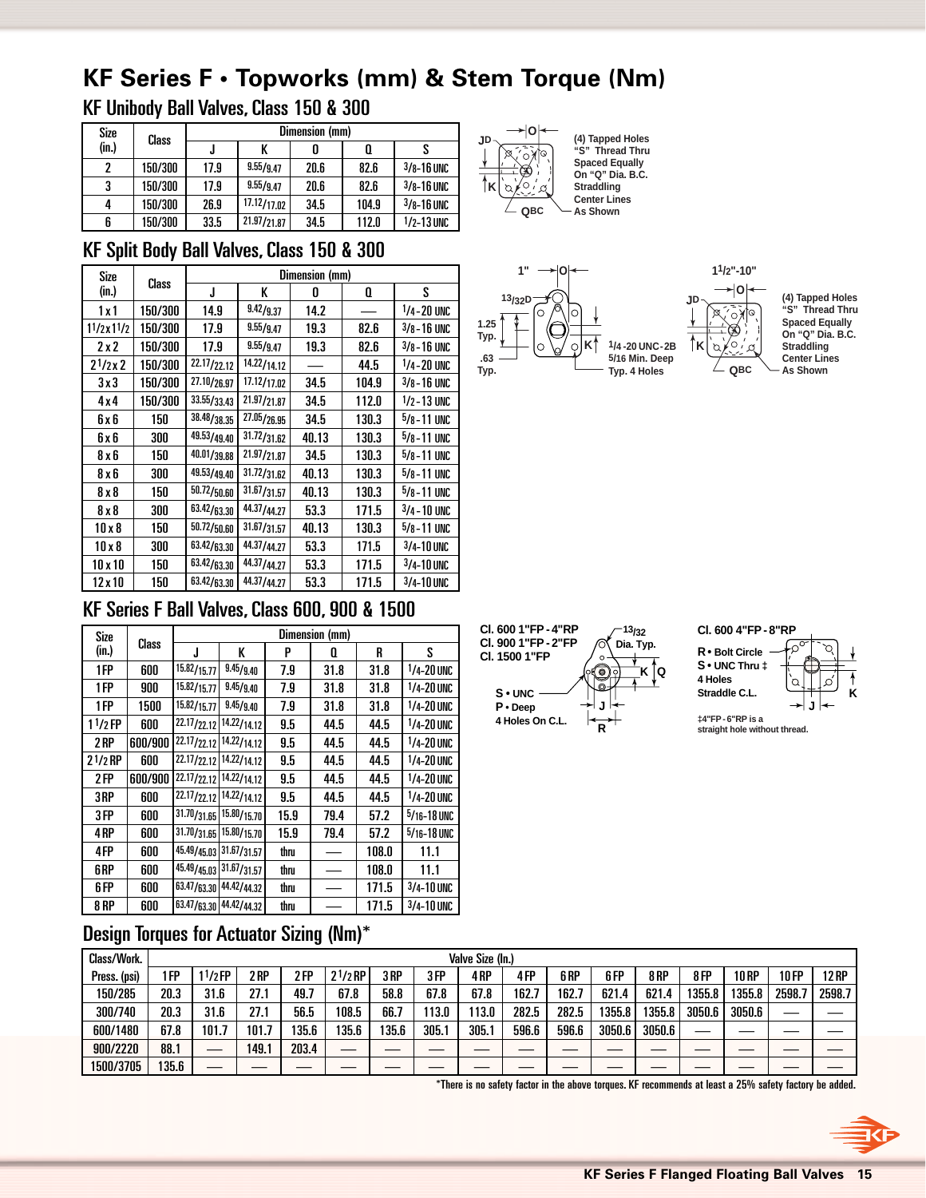# KF Series F • Topworks (mm) & Stem Torque (Nm)

## KF Unibody Ball Valves, Class 150 & 300

| Size (in.) | Class | Dimension (mm) | | | | |
|---|---|---|---|---|---|---|
| | | J | K | O | Q | S |
| 2 | 150/300 | 17.9 | 9.55/9.47 | 20.6 | 82.6 | 3/8-16 UNC |
| 3 | 150/300 | 17.9 | 9.55/9.47 | 20.6 | 82.6 | 3/8-16 UNC |
| 4 | 150/300 | 26.9 | 17.12/17.02 | 34.5 | 104.9 | 3/8-16 UNC |
| 6 | 150/300 | 33.5 | 21.97/21.87 | 34.5 | 112.0 | 1/2-13 UNC |

JD, O, K, QBC — (4) Tapped Holes "S" Thread Thru Spaced Equally On "Q" Dia. B.C. Straddling Center Lines As Shown

## KF Split Body Ball Valves, Class 150 & 300

| Size (in.) | Class | Dimension (mm) | | | | |
|---|---|---|---|---|---|---|
| | | J | K | O | Q | S |
| 1 x 1 | 150/300 | 14.9 | 9.42/9.37 | 14.2 | — | 1/4-20 UNC |
| 1 1/2 x 1 1/2 | 150/300 | 17.9 | 9.55/9.47 | 19.3 | 82.6 | 3/8-16 UNC |
| 2 x 2 | 150/300 | 17.9 | 9.55/9.47 | 19.3 | 82.6 | 3/8-16 UNC |
| 2 1/2 x 2 | 150/300 | 22.17/22.12 | 14.22/14.12 | — | 44.5 | 1/4-20 UNC |
| 3 x 3 | 150/300 | 27.10/26.97 | 17.12/17.02 | 34.5 | 104.9 | 3/8-16 UNC |
| 4 x 4 | 150/300 | 33.55/33.43 | 21.97/21.87 | 34.5 | 112.0 | 1/2-13 UNC |
| 6 x 6 | 150 | 38.48/38.35 | 27.05/26.95 | 34.5 | 130.3 | 5/8-11 UNC |
| 6 x 6 | 300 | 49.53/49.40 | 31.72/31.62 | 40.13 | 130.3 | 5/8-11 UNC |
| 8 x 6 | 150 | 40.01/39.88 | 21.97/21.87 | 34.5 | 130.3 | 5/8-11 UNC |
| 8 x 6 | 300 | 49.53/49.40 | 31.72/31.62 | 40.13 | 130.3 | 5/8-11 UNC |
| 8 x 8 | 150 | 50.72/50.60 | 31.67/31.57 | 40.13 | 130.3 | 5/8-11 UNC |
| 8 x 8 | 300 | 63.42/63.30 | 44.37/44.27 | 53.3 | 171.5 | 3/4-10 UNC |
| 10 x 8 | 150 | 50.72/50.60 | 31.67/31.57 | 40.13 | 130.3 | 5/8-11 UNC |
| 10 x 8 | 300 | 63.42/63.30 | 44.37/44.27 | 53.3 | 171.5 | 3/4-10 UNC |
| 10 x 10 | 150 | 63.42/63.30 | 44.37/44.27 | 53.3 | 171.5 | 3/4-10 UNC |
| 12 x 10 | 150 | 63.42/63.30 | 44.37/44.27 | 53.3 | 171.5 | 3/4-10 UNC |

1": 13/32 D, 1.25 Typ., .63 Typ., O, K, 1/4-20 UNC-2B 5/16 Min. Deep Typ. 4 Holes

1 1/2"-10": JD, O, K, QBC — (4) Tapped Holes "S" Thread Thru Spaced Equally On "Q" Dia. B.C. Straddling Center Lines As Shown

## KF Series F Ball Valves, Class 600, 900 & 1500

| Size (in.) | Class | Dimension (mm) | | | | | |
|---|---|---|---|---|---|---|---|
| | | J | K | P | Q | R | S |
| 1 FP | 600 | 15.82/15.77 | 9.45/9.40 | 7.9 | 31.8 | 31.8 | 1/4-20 UNC |
| 1 FP | 900 | 15.82/15.77 | 9.45/9.40 | 7.9 | 31.8 | 31.8 | 1/4-20 UNC |
| 1 FP | 1500 | 15.82/15.77 | 9.45/9.40 | 7.9 | 31.8 | 31.8 | 1/4-20 UNC |
| 1 1/2 FP | 600 | 22.17/22.12 | 14.22/14.12 | 9.5 | 44.5 | 44.5 | 1/4-20 UNC |
| 2 RP | 600/900 | 22.17/22.12 | 14.22/14.12 | 9.5 | 44.5 | 44.5 | 1/4-20 UNC |
| 2 1/2 RP | 600 | 22.17/22.12 | 14.22/14.12 | 9.5 | 44.5 | 44.5 | 1/4-20 UNC |
| 2 FP | 600/900 | 22.17/22.12 | 14.22/14.12 | 9.5 | 44.5 | 44.5 | 1/4-20 UNC |
| 3 RP | 600 | 22.17/22.12 | 14.22/14.12 | 9.5 | 44.5 | 44.5 | 1/4-20 UNC |
| 3 FP | 600 | 31.70/31.65 | 15.80/15.70 | 15.9 | 79.4 | 57.2 | 5/16-18 UNC |
| 4 RP | 600 | 31.70/31.65 | 15.80/15.70 | 15.9 | 79.4 | 57.2 | 5/16-18 UNC |
| 4 FP | 600 | 45.49/45.03 | 31.67/31.57 | thru | — | 108.0 | 11.1 |
| 6 RP | 600 | 45.49/45.03 | 31.67/31.57 | thru | — | 108.0 | 11.1 |
| 6 FP | 600 | 63.47/63.30 | 44.42/44.32 | thru | — | 171.5 | 3/4-10 UNC |
| 8 RP | 600 | 63.47/63.30 | 44.42/44.32 | thru | — | 171.5 | 3/4-10 UNC |

Cl. 600 1"FP - 4"RP
Cl. 900 1"FP - 2"FP
Cl. 1500 1"FP

13/32 Dia. Typ., K, Q, J, R
S • UNC
P • Deep
4 Holes On C.L.

Cl. 600 4"FP - 8"RP

R • Bolt Circle
S • UNC Thru ‡
4 Holes
Straddle C.L.
J, K

‡4"FP - 6"RP is a straight hole without thread.

## Design Torques for Actuator Sizing (Nm)*

| Class/Work. Press. (psi) | Valve Size (In.) | | | | | | | | | | | | | | | |
|---|---|---|---|---|---|---|---|---|---|---|---|---|---|---|---|---|
| | 1 FP | 1 1/2 FP | 2 RP | 2 FP | 2 1/2 RP | 3 RP | 3 FP | 4 RP | 4 FP | 6 RP | 6 FP | 8 RP | 8 FP | 10 RP | 10 FP | 12 RP |
| 150/285 | 20.3 | 31.6 | 27.1 | 49.7 | 67.8 | 58.8 | 67.8 | 67.8 | 162.7 | 162.7 | 621.4 | 621.4 | 1355.8 | 1355.8 | 2598.7 | 2598.7 |
| 300/740 | 20.3 | 31.6 | 27.1 | 56.5 | 108.5 | 66.7 | 113.0 | 113.0 | 282.5 | 282.5 | 1355.8 | 1355.8 | 3050.6 | 3050.6 | — | — |
| 600/1480 | 67.8 | 101.7 | 101.7 | 135.6 | 135.6 | 135.6 | 305.1 | 305.1 | 596.6 | 596.6 | 3050.6 | 3050.6 | — | — | — | — |
| 900/2220 | 88.1 | — | 149.1 | 203.4 | — | — | — | — | — | — | — | — | — | — | — | — |
| 1500/3705 | 135.6 | — | — | — | — | — | — | — | — | — | — | — | — | — | — | — |

*There is no safety factor in the above torques. KF recommends at least a 25% safety factory be added.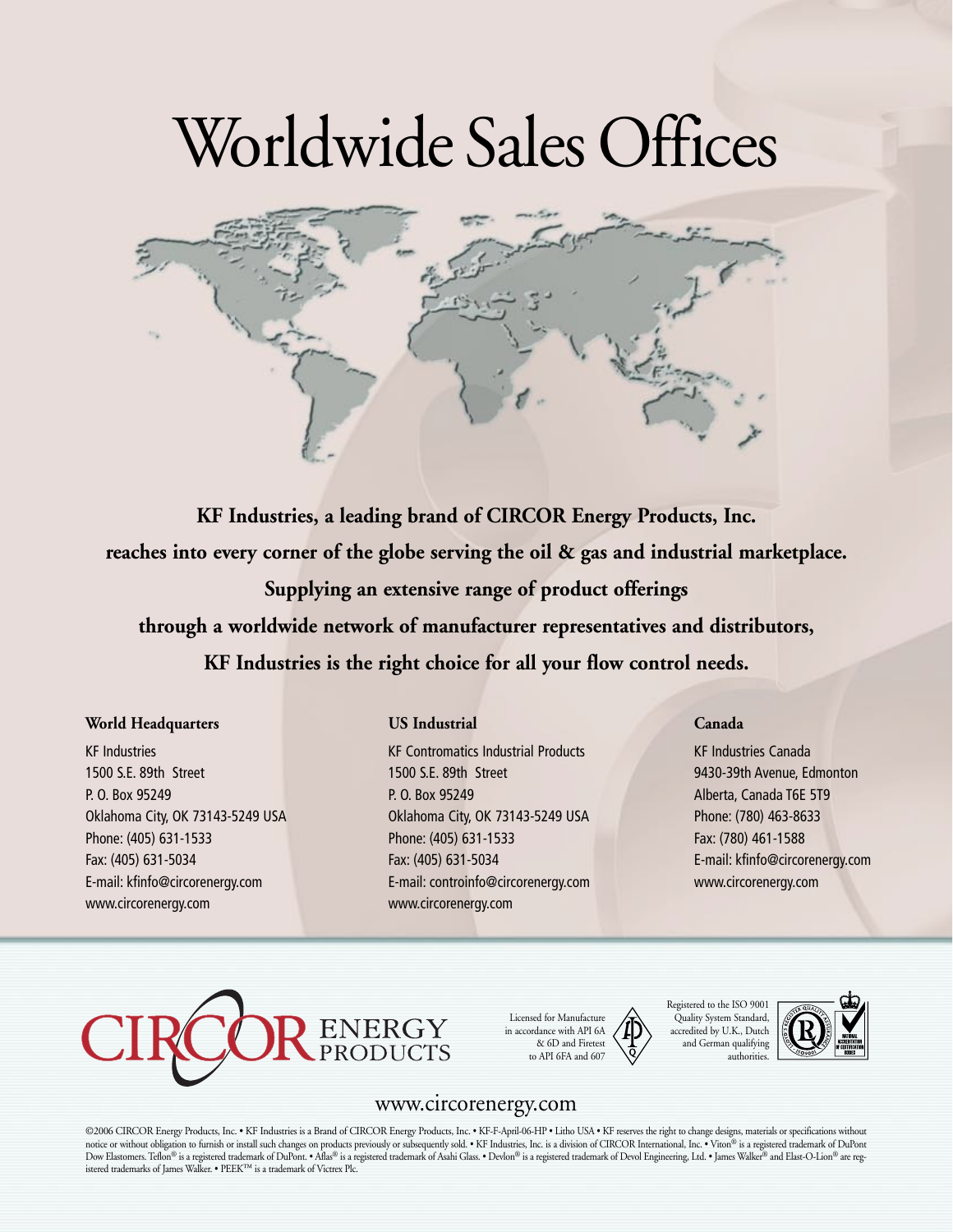# Worldwide Sales Offices

**KF Industries, a leading brand of CIRCOR Energy Products, Inc.**
**reaches into every corner of the globe serving the oil & gas and industrial marketplace.**
**Supplying an extensive range of product offerings**
**through a worldwide network of manufacturer representatives and distributors,**
**KF Industries is the right choice for all your flow control needs.**

### World Headquarters

KF Industries
1500 S.E. 89th Street
P. O. Box 95249
Oklahoma City, OK 73143-5249 USA
Phone: (405) 631-1533
Fax: (405) 631-5034
E-mail: kfinfo@circorenergy.com
www.circorenergy.com

### US Industrial

KF Contromatics Industrial Products
1500 S.E. 89th Street
P. O. Box 95249
Oklahoma City, OK 73143-5249 USA
Phone: (405) 631-1533
Fax: (405) 631-5034
E-mail: controinfo@circorenergy.com
www.circorenergy.com

### Canada

KF Industries Canada
9430-39th Avenue, Edmonton
Alberta, Canada T6E 5T9
Phone: (780) 463-8633
Fax: (780) 461-1588
E-mail: kfinfo@circorenergy.com
www.circorenergy.com

CIRCOR ENERGY PRODUCTS

Licensed for Manufacture in accordance with API 6A & 6D and Firetest to API 6FA and 607

Registered to the ISO 9001 Quality System Standard, accredited by U.K., Dutch and German qualifying authorities.

www.circorenergy.com

©2006 CIRCOR Energy Products, Inc. • KF Industries is a Brand of CIRCOR Energy Products, Inc. • KF-F-April-06-HP • Litho USA • KF reserves the right to change designs, materials or specifications without notice or without obligation to furnish or install such changes on products previously or subsequently sold. • KF Industries, Inc. is a division of CIRCOR International, Inc. • Viton® is a registered trademark of DuPont Dow Elastomers. Teflon® is a registered trademark of DuPont. • Aflas® is a registered trademark of Asahi Glass. • Devlon® is a registered trademark of Devol Engineering, Ltd. • James Walker® and Elast-O-Lion® are registered trademarks of James Walker. • PEEK™ is a trademark of Victrex Plc.